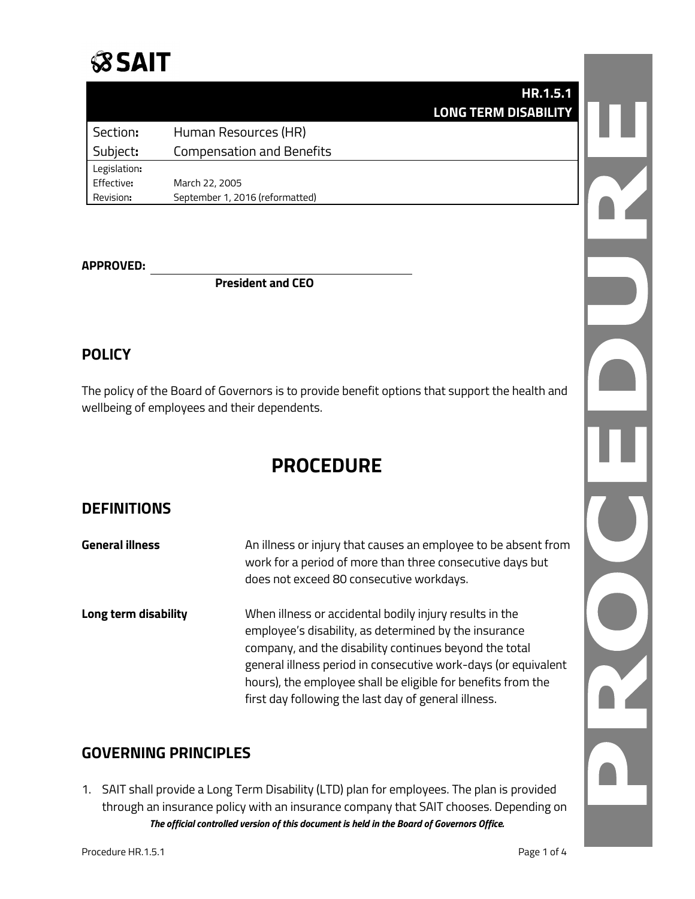SAIT

| | HR.1.5.1 LONG TERM DISABILITY |
|---|---|
| Section: | Human Resources (HR) |
| Subject: | Compensation and Benefits |
| Legislation: | |
| Effective: | March 22, 2005 |
| Revision: | September 1, 2016 (reformatted) |

**APPROVED:** ______________________________

**President and CEO**

## POLICY

The policy of the Board of Governors is to provide benefit options that support the health and wellbeing of employees and their dependents.

# PROCEDURE

## DEFINITIONS

| | |
|---|---|
| **General illness** | An illness or injury that causes an employee to be absent from work for a period of more than three consecutive days but does not exceed 80 consecutive workdays. |
| **Long term disability** | When illness or accidental bodily injury results in the employee's disability, as determined by the insurance company, and the disability continues beyond the total general illness period in consecutive work-days (or equivalent hours), the employee shall be eligible for benefits from the first day following the last day of general illness. |

## GOVERNING PRINCIPLES

1. SAIT shall provide a Long Term Disability (LTD) plan for employees. The plan is provided through an insurance policy with an insurance company that SAIT chooses. Depending on

***The official controlled version of this document is held in the Board of Governors Office.***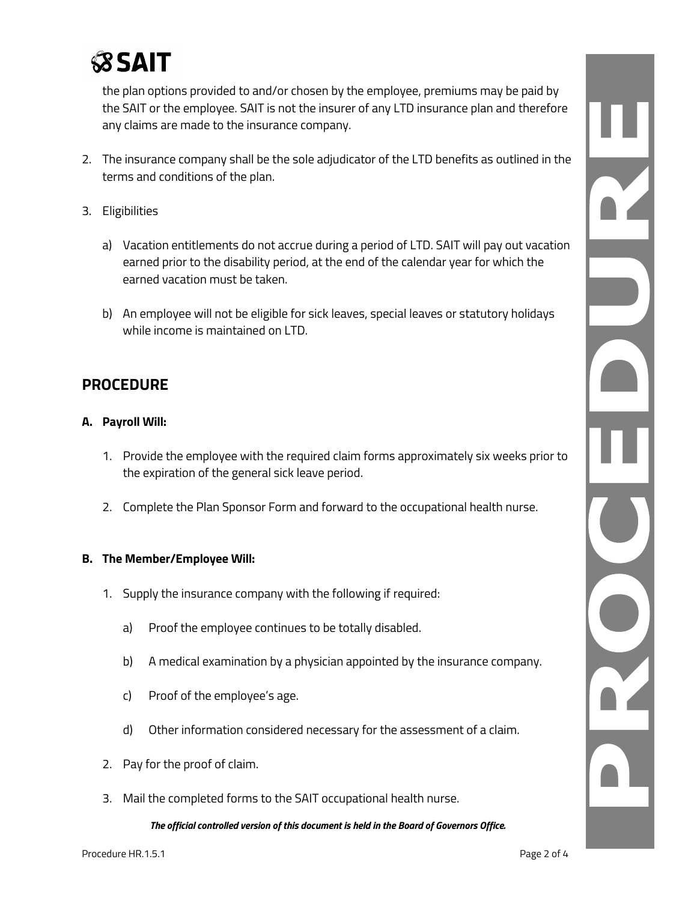the plan options provided to and/or chosen by the employee, premiums may be paid by the SAIT or the employee. SAIT is not the insurer of any LTD insurance plan and therefore any claims are made to the insurance company.

2. The insurance company shall be the sole adjudicator of the LTD benefits as outlined in the terms and conditions of the plan.

3. Eligibilities

   a) Vacation entitlements do not accrue during a period of LTD. SAIT will pay out vacation earned prior to the disability period, at the end of the calendar year for which the earned vacation must be taken.

   b) An employee will not be eligible for sick leaves, special leaves or statutory holidays while income is maintained on LTD.

## PROCEDURE

### A. Payroll Will:

1. Provide the employee with the required claim forms approximately six weeks prior to the expiration of the general sick leave period.

2. Complete the Plan Sponsor Form and forward to the occupational health nurse.

### B. The Member/Employee Will:

1. Supply the insurance company with the following if required:

   a) Proof the employee continues to be totally disabled.

   b) A medical examination by a physician appointed by the insurance company.

   c) Proof of the employee's age.

   d) Other information considered necessary for the assessment of a claim.

2. Pay for the proof of claim.

3. Mail the completed forms to the SAIT occupational health nurse.

***The official controlled version of this document is held in the Board of Governors Office.***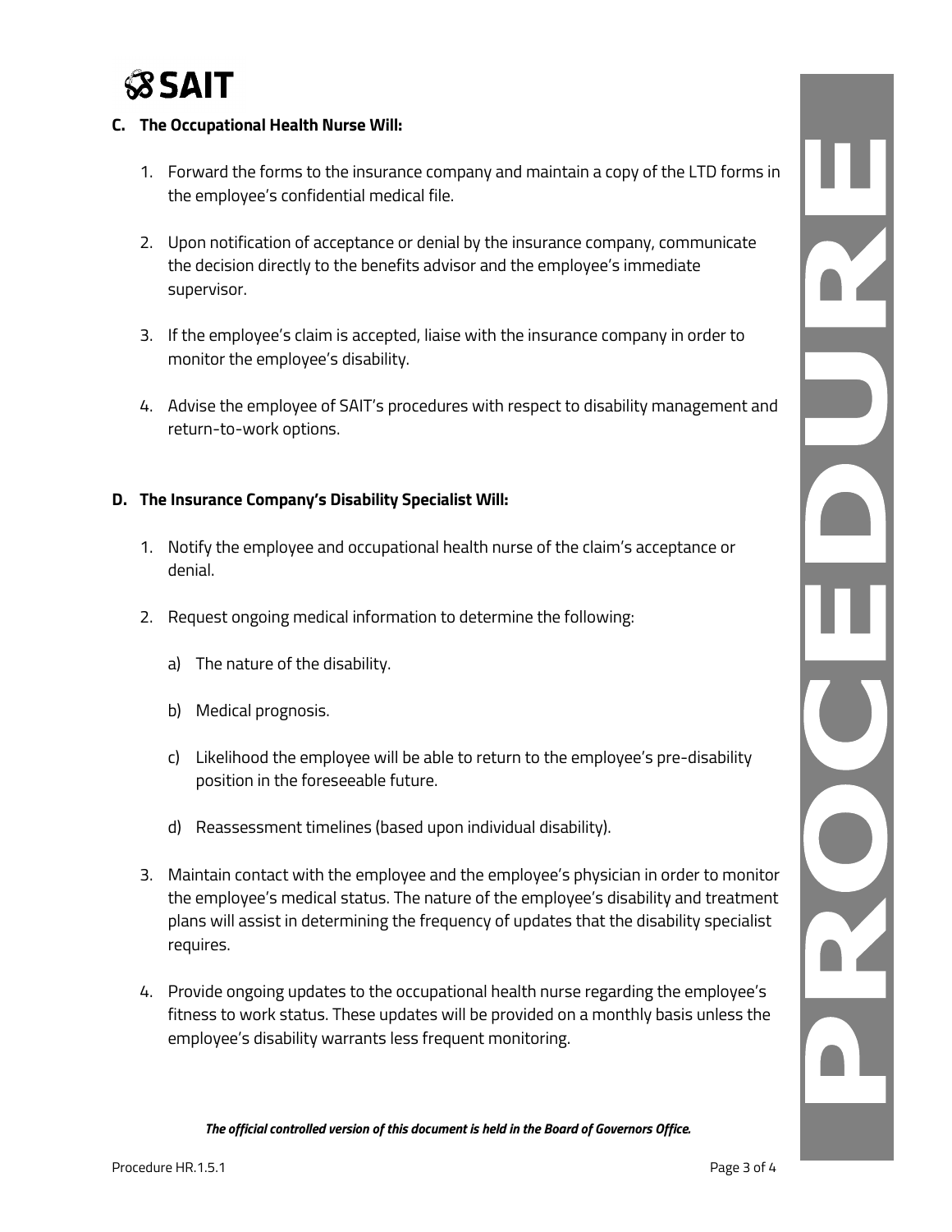**C. The Occupational Health Nurse Will:**

1. Forward the forms to the insurance company and maintain a copy of the LTD forms in the employee's confidential medical file.

2. Upon notification of acceptance or denial by the insurance company, communicate the decision directly to the benefits advisor and the employee's immediate supervisor.

3. If the employee's claim is accepted, liaise with the insurance company in order to monitor the employee's disability.

4. Advise the employee of SAIT's procedures with respect to disability management and return-to-work options.

**D. The Insurance Company's Disability Specialist Will:**

1. Notify the employee and occupational health nurse of the claim's acceptance or denial.

2. Request ongoing medical information to determine the following:

   a) The nature of the disability.

   b) Medical prognosis.

   c) Likelihood the employee will be able to return to the employee's pre-disability position in the foreseeable future.

   d) Reassessment timelines (based upon individual disability).

3. Maintain contact with the employee and the employee's physician in order to monitor the employee's medical status. The nature of the employee's disability and treatment plans will assist in determining the frequency of updates that the disability specialist requires.

4. Provide ongoing updates to the occupational health nurse regarding the employee's fitness to work status. These updates will be provided on a monthly basis unless the employee's disability warrants less frequent monitoring.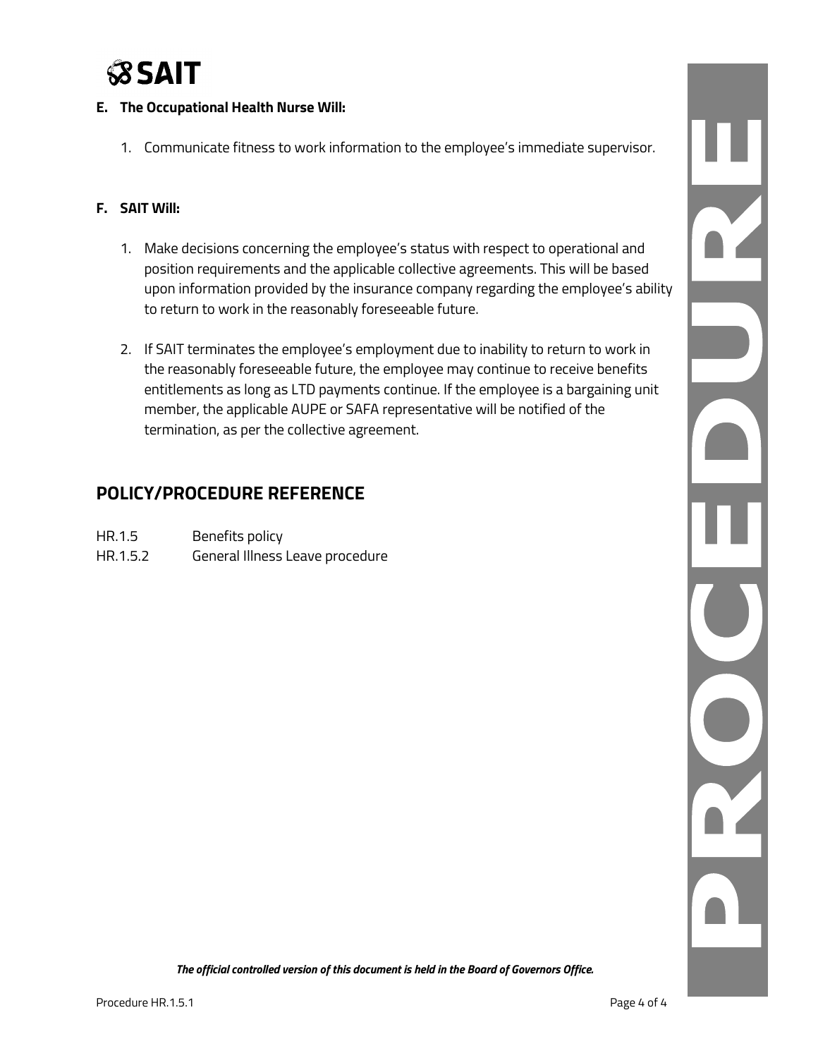**E. The Occupational Health Nurse Will:**

1. Communicate fitness to work information to the employee's immediate supervisor.

**F. SAIT Will:**

1. Make decisions concerning the employee's status with respect to operational and position requirements and the applicable collective agreements. This will be based upon information provided by the insurance company regarding the employee's ability to return to work in the reasonably foreseeable future.

2. If SAIT terminates the employee's employment due to inability to return to work in the reasonably foreseeable future, the employee may continue to receive benefits entitlements as long as LTD payments continue. If the employee is a bargaining unit member, the applicable AUPE or SAFA representative will be notified of the termination, as per the collective agreement.

## POLICY/PROCEDURE REFERENCE

| | |
|---|---|
| HR.1.5 | Benefits policy |
| HR.1.5.2 | General Illness Leave procedure |

***The official controlled version of this document is held in the Board of Governors Office.***